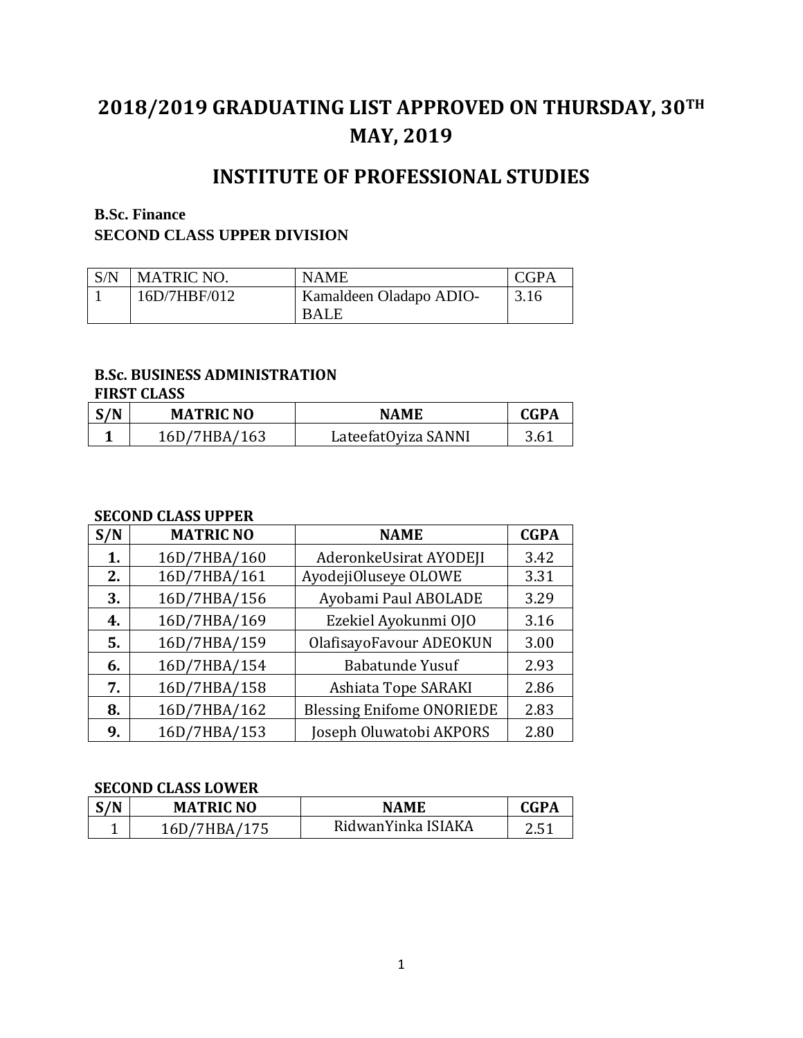# 2018/2019 GRADUATING LIST APPROVED ON THURSDAY, 30TH MAY, 2019

## INSTITUTE OF PROFESSIONAL STUDIES

**B.Sc. Finance**

**SECOND CLASS UPPER DIVISION**

| S/N | MATRIC NO. | NAME | CGPA |
|---|---|---|---|
| 1 | 16D/7HBF/012 | Kamaldeen Oladapo ADIO-BALE | 3.16 |

**B.Sc. BUSINESS ADMINISTRATION**

**FIRST CLASS**

| S/N | MATRIC NO | NAME | CGPA |
|---|---|---|---|
| 1 | 16D/7HBA/163 | LateefatOyiza SANNI | 3.61 |

**SECOND CLASS UPPER**

| S/N | MATRIC NO | NAME | CGPA |
|---|---|---|---|
| 1. | 16D/7HBA/160 | AderonkeUsirat AYODEJI | 3.42 |
| 2. | 16D/7HBA/161 | AyodejiOluseye OLOWE | 3.31 |
| 3. | 16D/7HBA/156 | Ayobami Paul ABOLADE | 3.29 |
| 4. | 16D/7HBA/169 | Ezekiel Ayokunmi OJO | 3.16 |
| 5. | 16D/7HBA/159 | OlafisayoFavour ADEOKUN | 3.00 |
| 6. | 16D/7HBA/154 | Babatunde Yusuf | 2.93 |
| 7. | 16D/7HBA/158 | Ashiata Tope SARAKI | 2.86 |
| 8. | 16D/7HBA/162 | Blessing Enifome ONORIEDE | 2.83 |
| 9. | 16D/7HBA/153 | Joseph Oluwatobi AKPORS | 2.80 |

**SECOND CLASS LOWER**

| S/N | MATRIC NO | NAME | CGPA |
|---|---|---|---|
| 1 | 16D/7HBA/175 | RidwanYinka ISIAKA | 2.51 |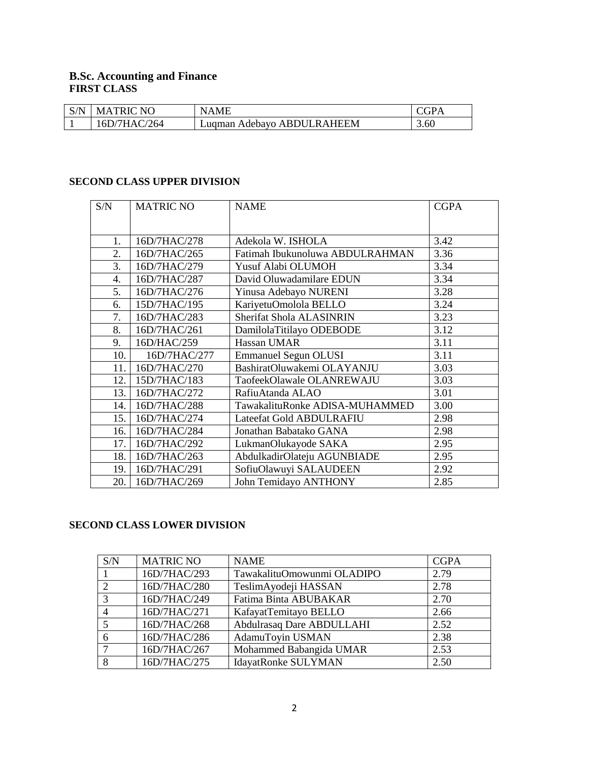**B.Sc. Accounting and Finance**
**FIRST CLASS**

| S/N | MATRIC NO | NAME | CGPA |
|---|---|---|---|
| 1 | 16D/7HAC/264 | Luqman Adebayo ABDULRAHEEM | 3.60 |

**SECOND CLASS UPPER DIVISION**

| S/N | MATRIC NO | NAME | CGPA |
|---|---|---|---|
| 1. | 16D/7HAC/278 | Adekola W. ISHOLA | 3.42 |
| 2. | 16D/7HAC/265 | Fatimah Ibukunoluwa ABDULRAHMAN | 3.36 |
| 3. | 16D/7HAC/279 | Yusuf Alabi OLUMOH | 3.34 |
| 4. | 16D/7HAC/287 | David Oluwadamilare EDUN | 3.34 |
| 5. | 16D/7HAC/276 | Yinusa Adebayo NURENI | 3.28 |
| 6. | 15D/7HAC/195 | KariyetuOmolola BELLO | 3.24 |
| 7. | 16D/7HAC/283 | Sherifat Shola ALASINRIN | 3.23 |
| 8. | 16D/7HAC/261 | DamilolaTitilayo ODEBODE | 3.12 |
| 9. | 16D/HAC/259 | Hassan UMAR | 3.11 |
| 10. | 16D/7HAC/277 | Emmanuel Segun OLUSI | 3.11 |
| 11. | 16D/7HAC/270 | BashiratOluwakemi OLAYANJU | 3.03 |
| 12. | 15D/7HAC/183 | TaofeekOlawale OLANREWAJU | 3.03 |
| 13. | 16D/7HAC/272 | RafiuAtanda ALAO | 3.01 |
| 14. | 16D/7HAC/288 | TawakalituRonke ADISA-MUHAMMED | 3.00 |
| 15. | 16D/7HAC/274 | Lateefat Gold ABDULRAFIU | 2.98 |
| 16. | 16D/7HAC/284 | Jonathan Babatako GANA | 2.98 |
| 17. | 16D/7HAC/292 | LukmanOlukayode SAKA | 2.95 |
| 18. | 16D/7HAC/263 | AbdulkadirOlateju AGUNBIADE | 2.95 |
| 19. | 16D/7HAC/291 | SofiuOlawuyi SALAUDEEN | 2.92 |
| 20. | 16D/7HAC/269 | John Temidayo ANTHONY | 2.85 |

**SECOND CLASS LOWER DIVISION**

| S/N | MATRIC NO | NAME | CGPA |
|---|---|---|---|
| 1 | 16D/7HAC/293 | TawakalituOmowunmi OLADIPO | 2.79 |
| 2 | 16D/7HAC/280 | TeslimAyodeji HASSAN | 2.78 |
| 3 | 16D/7HAC/249 | Fatima Binta ABUBAKAR | 2.70 |
| 4 | 16D/7HAC/271 | KafayatTemitayo BELLO | 2.66 |
| 5 | 16D/7HAC/268 | Abdulrasaq Dare ABDULLAHI | 2.52 |
| 6 | 16D/7HAC/286 | AdamuToyin USMAN | 2.38 |
| 7 | 16D/7HAC/267 | Mohammed Babangida UMAR | 2.53 |
| 8 | 16D/7HAC/275 | IdayatRonke SULYMAN | 2.50 |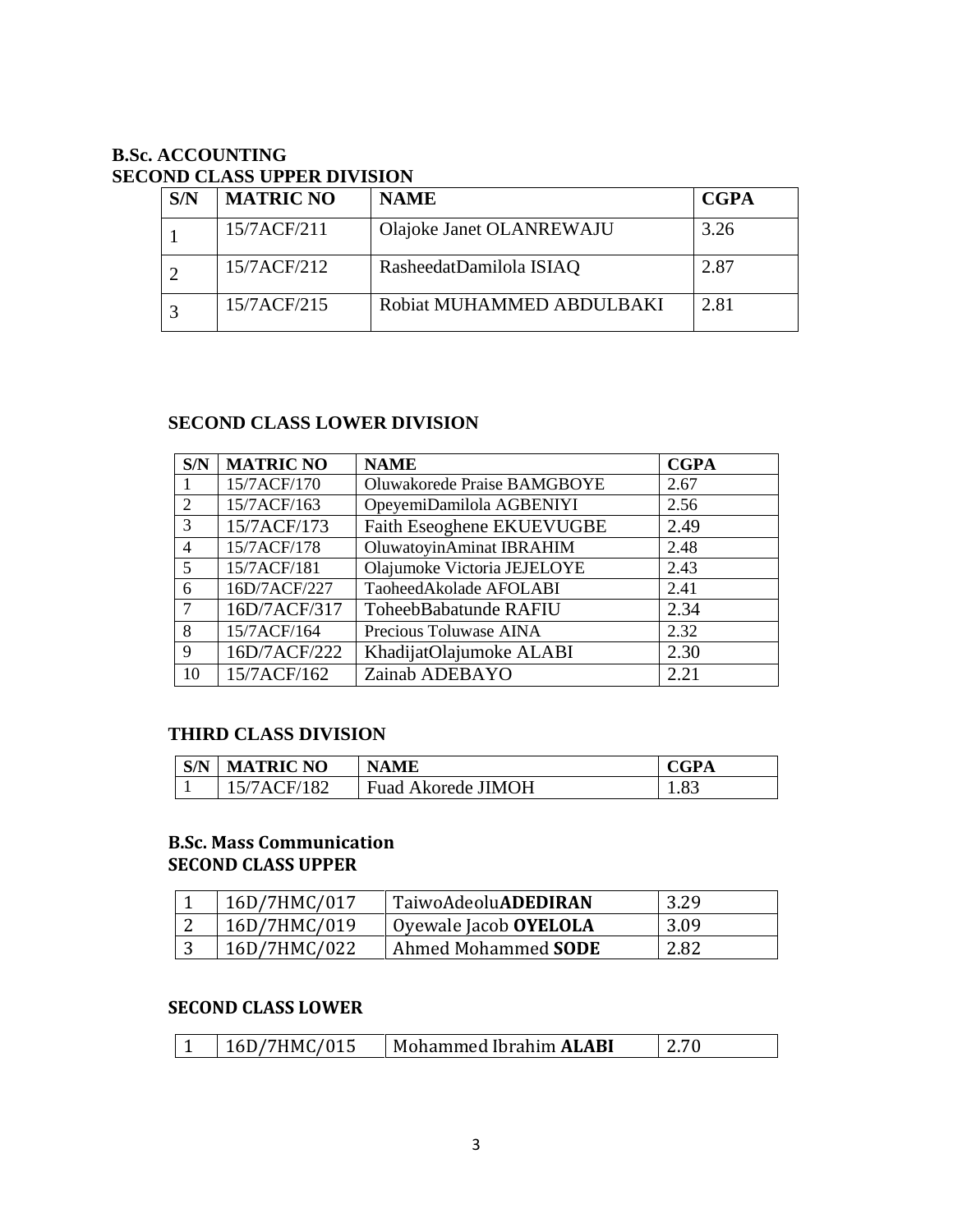**B.Sc. ACCOUNTING**
**SECOND CLASS UPPER DIVISION**

| S/N | MATRIC NO | NAME | CGPA |
|---|---|---|---|
| 1 | 15/7ACF/211 | Olajoke Janet OLANREWAJU | 3.26 |
| 2 | 15/7ACF/212 | RasheedatDamilola ISIAQ | 2.87 |
| 3 | 15/7ACF/215 | Robiat MUHAMMED ABDULBAKI | 2.81 |

**SECOND CLASS LOWER DIVISION**

| S/N | MATRIC NO | NAME | CGPA |
|---|---|---|---|
| 1 | 15/7ACF/170 | Oluwakorede Praise BAMGBOYE | 2.67 |
| 2 | 15/7ACF/163 | OpeyemiDamilola AGBENIYI | 2.56 |
| 3 | 15/7ACF/173 | Faith Eseoghene EKUEVUGBE | 2.49 |
| 4 | 15/7ACF/178 | OluwatoyinAminat IBRAHIM | 2.48 |
| 5 | 15/7ACF/181 | Olajumoke Victoria JEJELOYE | 2.43 |
| 6 | 16D/7ACF/227 | TaoheedAkolade AFOLABI | 2.41 |
| 7 | 16D/7ACF/317 | ToheebBabatunde RAFIU | 2.34 |
| 8 | 15/7ACF/164 | Precious Toluwase AINA | 2.32 |
| 9 | 16D/7ACF/222 | KhadijatOlajumoke ALABI | 2.30 |
| 10 | 15/7ACF/162 | Zainab ADEBAYO | 2.21 |

**THIRD CLASS DIVISION**

| S/N | MATRIC NO | NAME | CGPA |
|---|---|---|---|
| 1 | 15/7ACF/182 | Fuad Akorede JIMOH | 1.83 |

**B.Sc. Mass Communication**
**SECOND CLASS UPPER**

| | | | |
|---|---|---|---|
| 1 | 16D/7HMC/017 | TaiwoAdeolu**ADEDIRAN** | 3.29 |
| 2 | 16D/7HMC/019 | Oyewale Jacob **OYELOLA** | 3.09 |
| 3 | 16D/7HMC/022 | Ahmed Mohammed **SODE** | 2.82 |

**SECOND CLASS LOWER**

| | | | |
|---|---|---|---|
| 1 | 16D/7HMC/015 | Mohammed Ibrahim **ALABI** | 2.70 |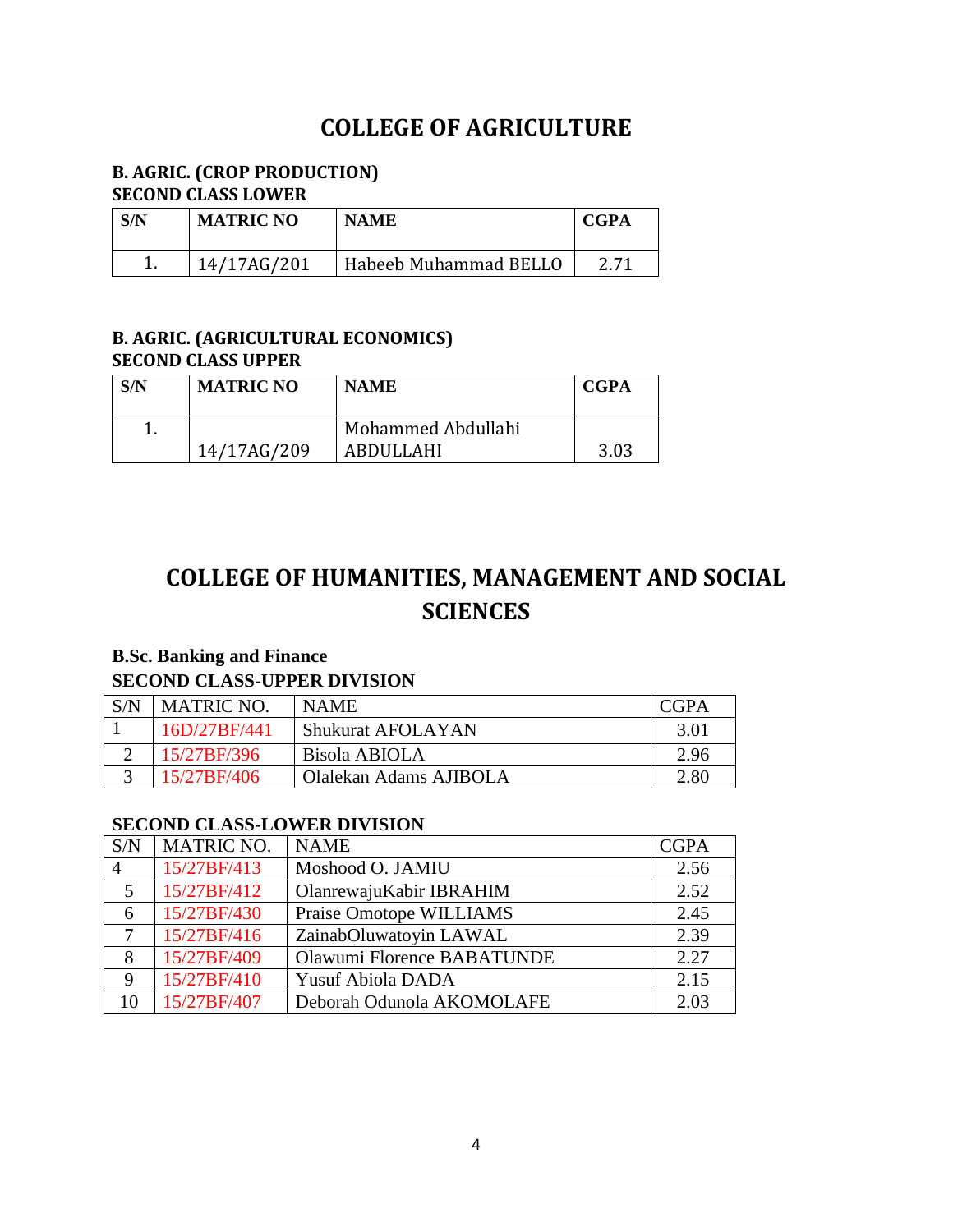# COLLEGE OF AGRICULTURE

### B. AGRIC. (CROP PRODUCTION)
### SECOND CLASS LOWER

| S/N | MATRIC NO | NAME | CGPA |
|---|---|---|---|
| 1. | 14/17AG/201 | Habeeb Muhammad BELLO | 2.71 |

### B. AGRIC. (AGRICULTURAL ECONOMICS)
### SECOND CLASS UPPER

| S/N | MATRIC NO | NAME | CGPA |
|---|---|---|---|
| 1. | 14/17AG/209 | Mohammed Abdullahi ABDULLAHI | 3.03 |

# COLLEGE OF HUMANITIES, MANAGEMENT AND SOCIAL SCIENCES

### B.Sc. Banking and Finance
### SECOND CLASS-UPPER DIVISION

| S/N | MATRIC NO. | NAME | CGPA |
|---|---|---|---|
| 1 | 16D/27BF/441 | Shukurat AFOLAYAN | 3.01 |
| 2 | 15/27BF/396 | Bisola ABIOLA | 2.96 |
| 3 | 15/27BF/406 | Olalekan Adams AJIBOLA | 2.80 |

### SECOND CLASS-LOWER DIVISION

| S/N | MATRIC NO. | NAME | CGPA |
|---|---|---|---|
| 4 | 15/27BF/413 | Moshood O. JAMIU | 2.56 |
| 5 | 15/27BF/412 | OlanrewajuKabir IBRAHIM | 2.52 |
| 6 | 15/27BF/430 | Praise Omotope WILLIAMS | 2.45 |
| 7 | 15/27BF/416 | ZainabOluwatoyin LAWAL | 2.39 |
| 8 | 15/27BF/409 | Olawumi Florence BABATUNDE | 2.27 |
| 9 | 15/27BF/410 | Yusuf Abiola DADA | 2.15 |
| 10 | 15/27BF/407 | Deborah Odunola AKOMOLAFE | 2.03 |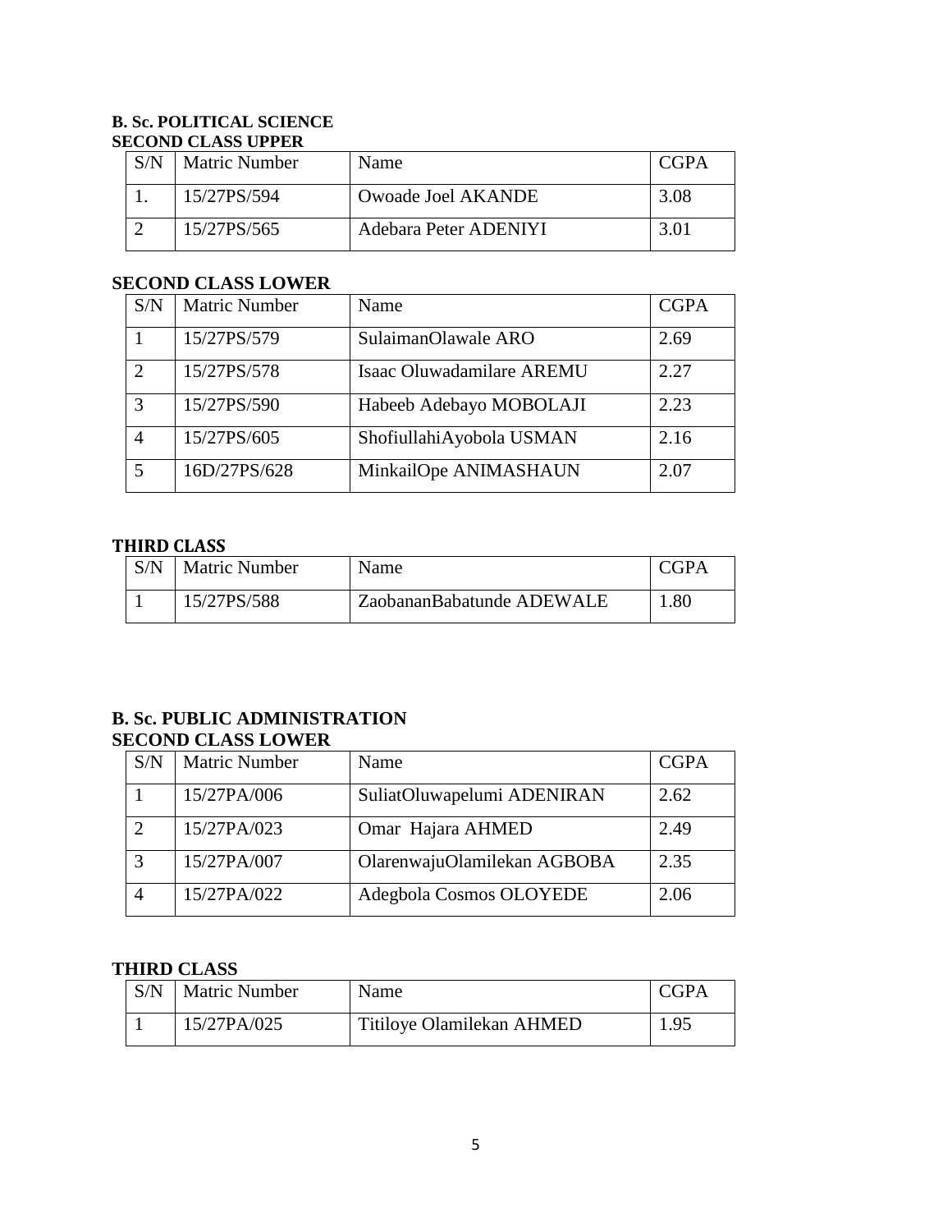**B. Sc. POLITICAL SCIENCE**

**SECOND CLASS UPPER**

| S/N | Matric Number | Name | CGPA |
|---|---|---|---|
| 1. | 15/27PS/594 | Owoade Joel AKANDE | 3.08 |
| 2 | 15/27PS/565 | Adebara Peter ADENIYI | 3.01 |

**SECOND CLASS LOWER**

| S/N | Matric Number | Name | CGPA |
|---|---|---|---|
| 1 | 15/27PS/579 | SulaimanOlawale ARO | 2.69 |
| 2 | 15/27PS/578 | Isaac Oluwadamilare AREMU | 2.27 |
| 3 | 15/27PS/590 | Habeeb Adebayo MOBOLAJI | 2.23 |
| 4 | 15/27PS/605 | ShofiullahiAyobola USMAN | 2.16 |
| 5 | 16D/27PS/628 | MinkailOpe ANIMASHAUN | 2.07 |

**THIRD CLASS**

| S/N | Matric Number | Name | CGPA |
|---|---|---|---|
| 1 | 15/27PS/588 | ZaobananBabatunde ADEWALE | 1.80 |

**B. Sc. PUBLIC ADMINISTRATION**

**SECOND CLASS LOWER**

| S/N | Matric Number | Name | CGPA |
|---|---|---|---|
| 1 | 15/27PA/006 | SuliatOluwapelumi ADENIRAN | 2.62 |
| 2 | 15/27PA/023 | Omar Hajara AHMED | 2.49 |
| 3 | 15/27PA/007 | OlarenwajuOlamilekan AGBOBA | 2.35 |
| 4 | 15/27PA/022 | Adegbola Cosmos OLOYEDE | 2.06 |

**THIRD CLASS**

| S/N | Matric Number | Name | CGPA |
|---|---|---|---|
| 1 | 15/27PA/025 | Titiloye Olamilekan AHMED | 1.95 |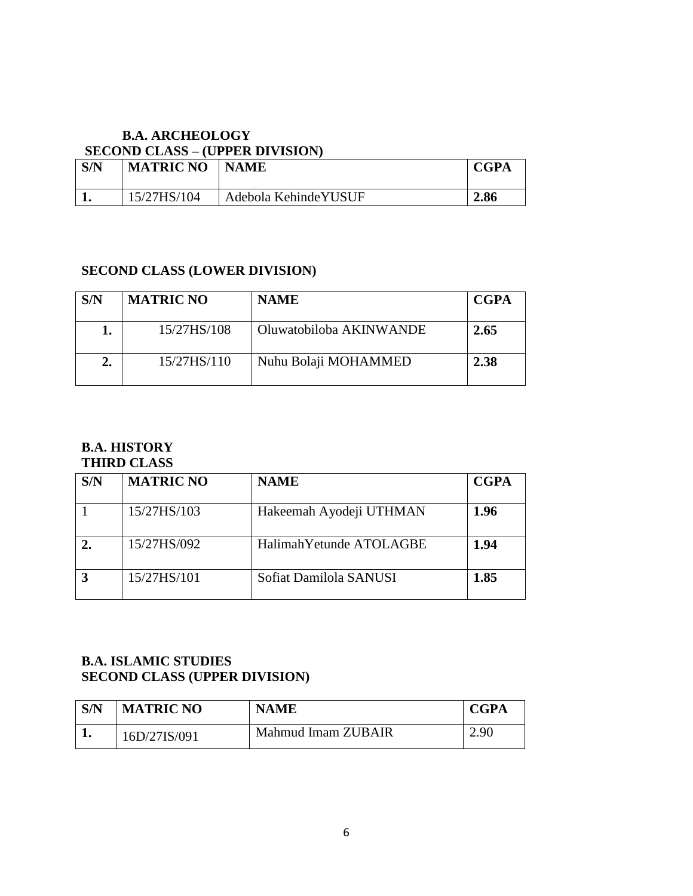**B.A. ARCHEOLOGY**

**SECOND CLASS – (UPPER DIVISION)**

| S/N | MATRIC NO | NAME | CGPA |
|---|---|---|---|
| **1.** | 15/27HS/104 | Adebola KehindeYUSUF | **2.86** |

**SECOND CLASS (LOWER DIVISION)**

| S/N | MATRIC NO | NAME | CGPA |
|---|---|---|---|
| **1.** | 15/27HS/108 | Oluwatobiloba AKINWANDE | **2.65** |
| **2.** | 15/27HS/110 | Nuhu Bolaji MOHAMMED | **2.38** |

**B.A. HISTORY**

**THIRD CLASS**

| S/N | MATRIC NO | NAME | CGPA |
|---|---|---|---|
| 1 | 15/27HS/103 | Hakeemah Ayodeji UTHMAN | **1.96** |
| **2.** | 15/27HS/092 | HalimahYetunde ATOLAGBE | **1.94** |
| **3** | 15/27HS/101 | Sofiat Damilola SANUSI | **1.85** |

**B.A. ISLAMIC STUDIES**

**SECOND CLASS (UPPER DIVISION)**

| S/N | MATRIC NO | NAME | CGPA |
|---|---|---|---|
| **1.** | 16D/27IS/091 | Mahmud Imam ZUBAIR | 2.90 |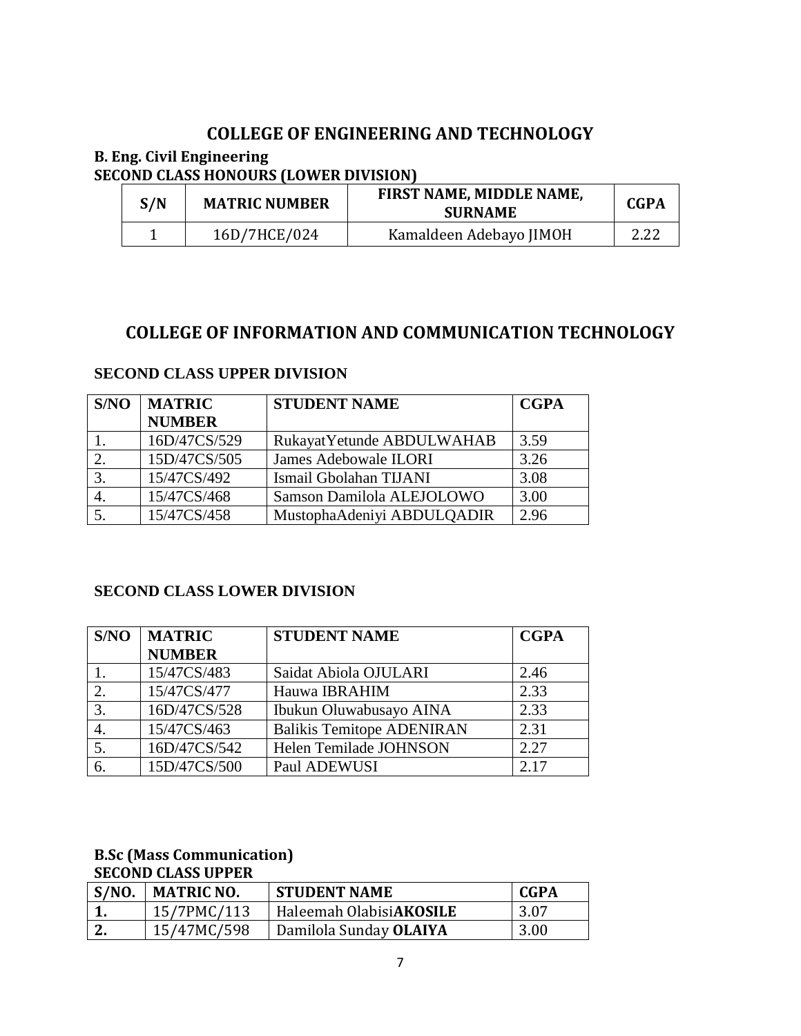## COLLEGE OF ENGINEERING AND TECHNOLOGY

**B. Eng. Civil Engineering**

**SECOND CLASS HONOURS (LOWER DIVISION)**

| S/N | MATRIC NUMBER | FIRST NAME, MIDDLE NAME, SURNAME | CGPA |
|---|---|---|---|
| 1 | 16D/7HCE/024 | Kamaldeen Adebayo JIMOH | 2.22 |

## COLLEGE OF INFORMATION AND COMMUNICATION TECHNOLOGY

**SECOND CLASS UPPER DIVISION**

| S/NO | MATRIC NUMBER | STUDENT NAME | CGPA |
|---|---|---|---|
| 1. | 16D/47CS/529 | RukayatYetunde ABDULWAHAB | 3.59 |
| 2. | 15D/47CS/505 | James Adebowale ILORI | 3.26 |
| 3. | 15/47CS/492 | Ismail Gbolahan TIJANI | 3.08 |
| 4. | 15/47CS/468 | Samson Damilola ALEJOLOWO | 3.00 |
| 5. | 15/47CS/458 | MustophaAdeniyi ABDULQADIR | 2.96 |

**SECOND CLASS LOWER DIVISION**

| S/NO | MATRIC NUMBER | STUDENT NAME | CGPA |
|---|---|---|---|
| 1. | 15/47CS/483 | Saidat Abiola OJULARI | 2.46 |
| 2. | 15/47CS/477 | Hauwa IBRAHIM | 2.33 |
| 3. | 16D/47CS/528 | Ibukun Oluwabusayo AINA | 2.33 |
| 4. | 15/47CS/463 | Balikis Temitope ADENIRAN | 2.31 |
| 5. | 16D/47CS/542 | Helen Temilade JOHNSON | 2.27 |
| 6. | 15D/47CS/500 | Paul ADEWUSI | 2.17 |

**B.Sc (Mass Communication)**

**SECOND CLASS UPPER**

| S/NO. | MATRIC NO. | STUDENT NAME | CGPA |
|---|---|---|---|
| **1.** | 15/7PMC/113 | Haleemah Olabisi**AKOSILE** | 3.07 |
| **2.** | 15/47MC/598 | Damilola Sunday **OLAIYA** | 3.00 |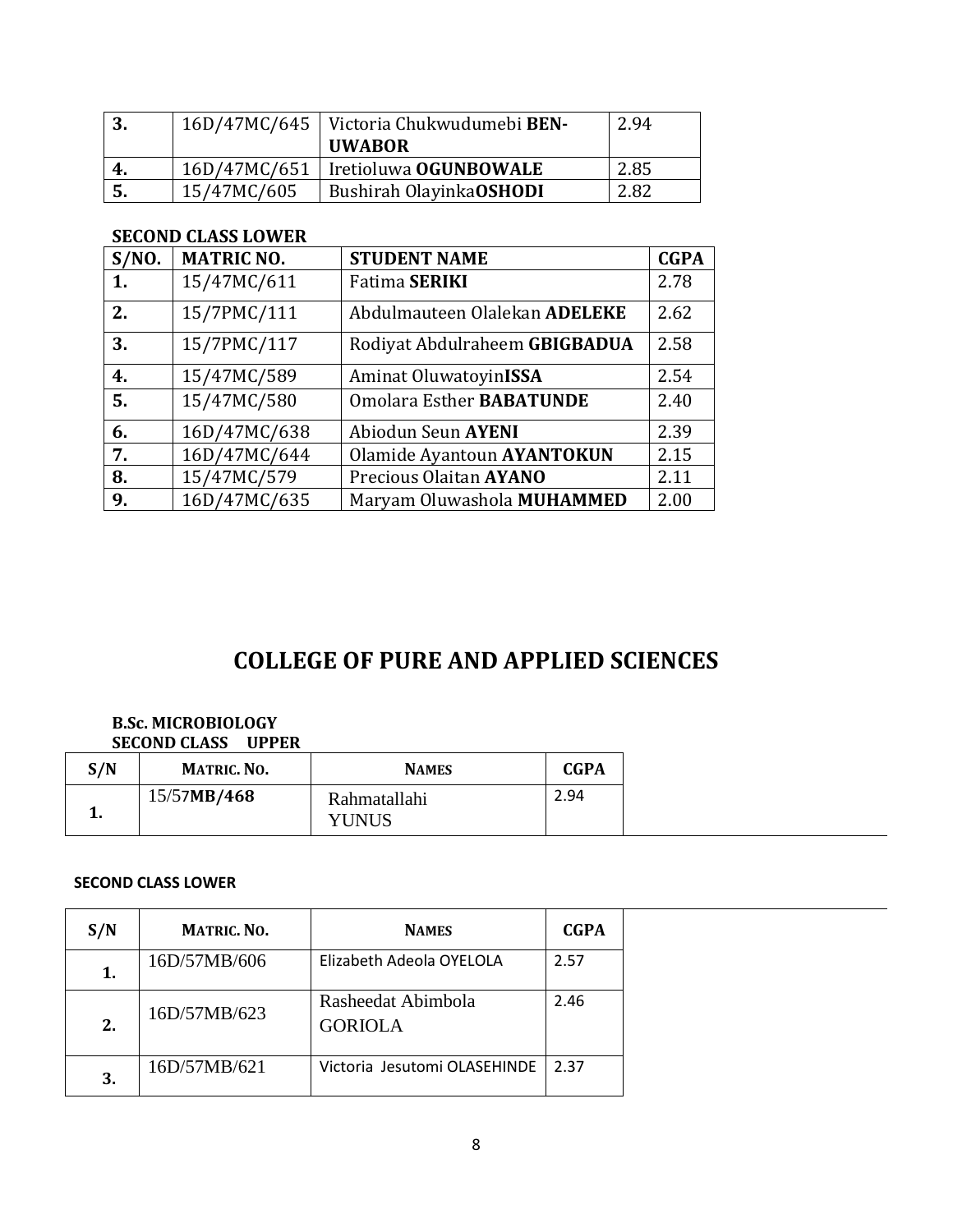| 3. | 16D/47MC/645 | Victoria Chukwudumebi **BEN-UWABOR** | 2.94 |
|---|---|---|---|
| 4. | 16D/47MC/651 | Iretioluwa **OGUNBOWALE** | 2.85 |
| 5. | 15/47MC/605 | Bushirah Olayinka**OSHODI** | 2.82 |

**SECOND CLASS LOWER**

| S/NO. | MATRIC NO. | STUDENT NAME | CGPA |
|---|---|---|---|
| 1. | 15/47MC/611 | Fatima **SERIKI** | 2.78 |
| 2. | 15/7PMC/111 | Abdulmauteen Olalekan **ADELEKE** | 2.62 |
| 3. | 15/7PMC/117 | Rodiyat Abdulraheem **GBIGBADUA** | 2.58 |
| 4. | 15/47MC/589 | Aminat Oluwatoyin**ISSA** | 2.54 |
| 5. | 15/47MC/580 | Omolara Esther **BABATUNDE** | 2.40 |
| 6. | 16D/47MC/638 | Abiodun Seun **AYENI** | 2.39 |
| 7. | 16D/47MC/644 | Olamide Ayantoun **AYANTOKUN** | 2.15 |
| 8. | 15/47MC/579 | Precious Olaitan **AYANO** | 2.11 |
| 9. | 16D/47MC/635 | Maryam Oluwashola **MUHAMMED** | 2.00 |

# COLLEGE OF PURE AND APPLIED SCIENCES

**B.Sc. MICROBIOLOGY**
**SECOND CLASS UPPER**

| S/N | MATRIC. NO. | NAMES | CGPA |
|---|---|---|---|
| 1. | 15/57**MB/468** | Rahmatallahi YUNUS | 2.94 |

**SECOND CLASS LOWER**

| S/N | MATRIC. NO. | NAMES | CGPA |
|---|---|---|---|
| 1. | 16D/57MB/606 | Elizabeth Adeola OYELOLA | 2.57 |
| 2. | 16D/57MB/623 | Rasheedat Abimbola GORIOLA | 2.46 |
| 3. | 16D/57MB/621 | Victoria Jesutomi OLASEHINDE | 2.37 |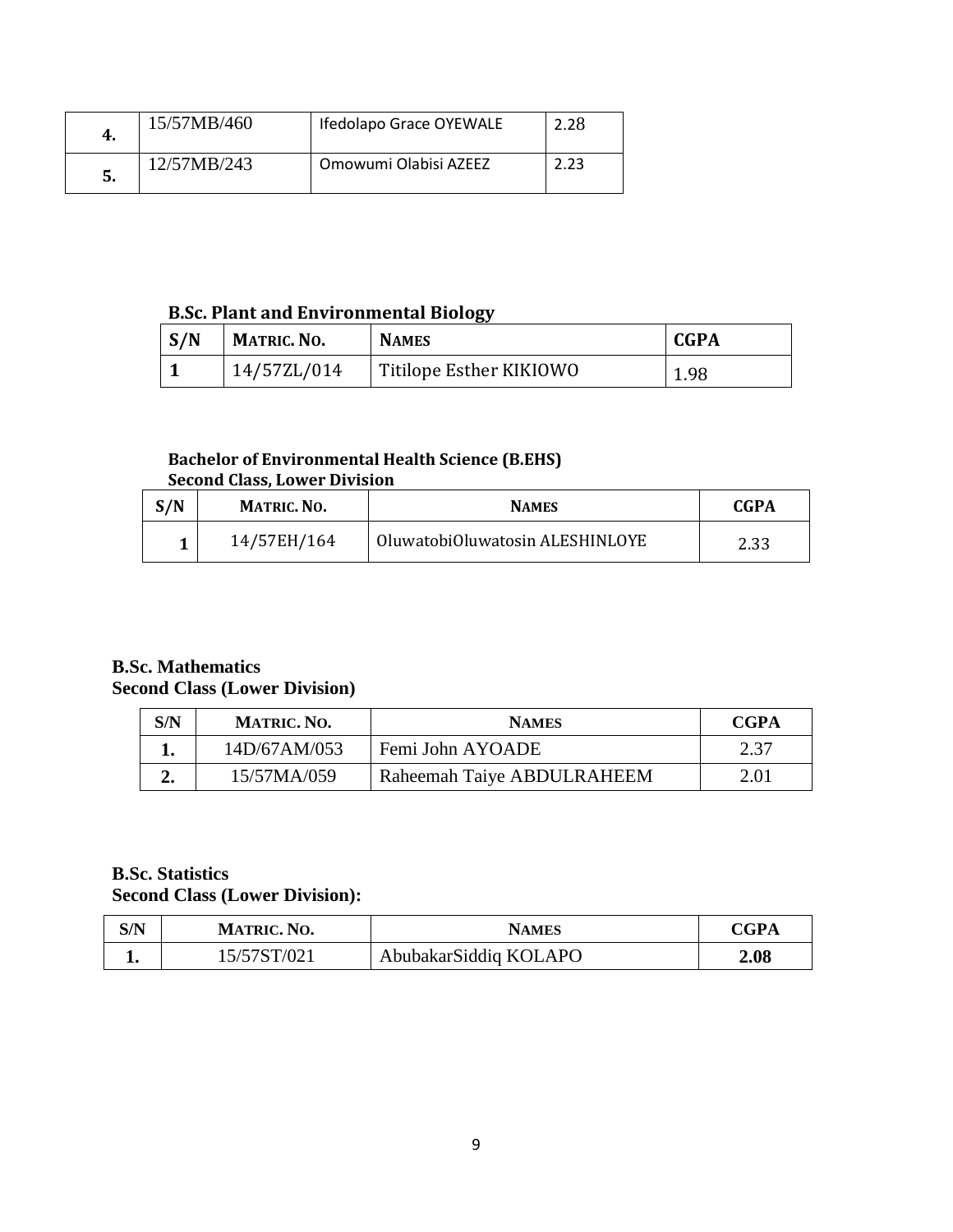| 4. | 15/57MB/460 | Ifedolapo Grace OYEWALE | 2.28 |
|---|---|---|---|
| 5. | 12/57MB/243 | Omowumi Olabisi AZEEZ | 2.23 |

**B.Sc. Plant and Environmental Biology**

| S/N | MATRIC. NO. | NAMES | CGPA |
|---|---|---|---|
| 1 | 14/57ZL/014 | Titilope Esther KIKIOWO | 1.98 |

**Bachelor of Environmental Health Science (B.EHS)**
**Second Class, Lower Division**

| S/N | MATRIC. NO. | NAMES | CGPA |
|---|---|---|---|
| 1 | 14/57EH/164 | OluwatobiOluwatosin ALESHINLOYE | 2.33 |

**B.Sc. Mathematics**
**Second Class (Lower Division)**

| S/N | MATRIC. NO. | NAMES | CGPA |
|---|---|---|---|
| 1. | 14D/67AM/053 | Femi John AYOADE | 2.37 |
| 2. | 15/57MA/059 | Raheemah Taiye ABDULRAHEEM | 2.01 |

**B.Sc. Statistics**
**Second Class (Lower Division):**

| S/N | MATRIC. NO. | NAMES | CGPA |
|---|---|---|---|
| 1. | 15/57ST/021 | AbubakarSiddiq KOLAPO | **2.08** |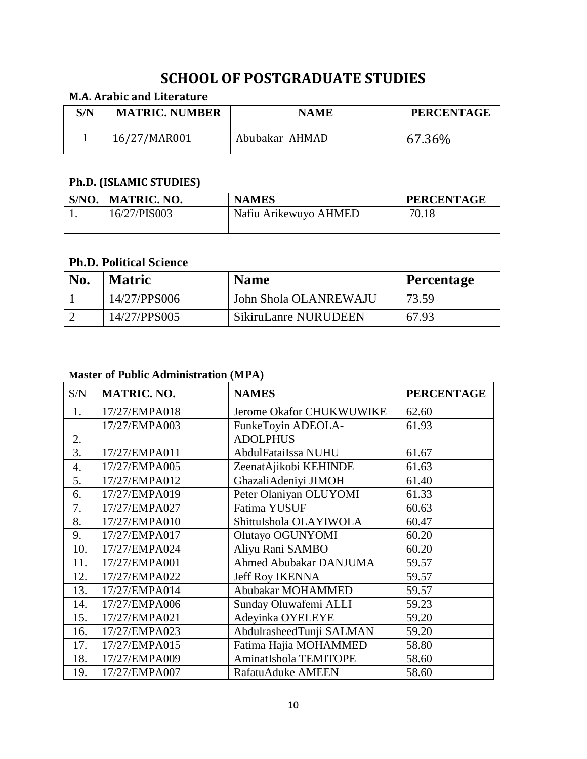# SCHOOL OF POSTGRADUATE STUDIES

### M.A. Arabic and Literature

| S/N | MATRIC. NUMBER | NAME | PERCENTAGE |
|---|---|---|---|
| 1 | 16/27/MAR001 | Abubakar AHMAD | 67.36% |

### Ph.D. (ISLAMIC STUDIES)

| S/NO. | MATRIC. NO. | NAMES | PERCENTAGE |
|---|---|---|---|
| 1. | 16/27/PIS003 | Nafiu Arikewuyo AHMED | 70.18 |

### Ph.D. Political Science

| No. | Matric | Name | Percentage |
|---|---|---|---|
| 1 | 14/27/PPS006 | John Shola OLANREWAJU | 73.59 |
| 2 | 14/27/PPS005 | SikiruLanre NURUDEEN | 67.93 |

### Master of Public Administration (MPA)

| S/N | MATRIC. NO. | NAMES | PERCENTAGE |
|---|---|---|---|
| 1. | 17/27/EMPA018 | Jerome Okafor CHUKWUWIKE | 62.60 |
| 2. | 17/27/EMPA003 | FunkeToyin ADEOLA-ADOLPHUS | 61.93 |
| 3. | 17/27/EMPA011 | AbdulFataiIssa NUHU | 61.67 |
| 4. | 17/27/EMPA005 | ZeenatAjikobi KEHINDE | 61.63 |
| 5. | 17/27/EMPA012 | GhazaliAdeniyi JIMOH | 61.40 |
| 6. | 17/27/EMPA019 | Peter Olaniyan OLUYOMI | 61.33 |
| 7. | 17/27/EMPA027 | Fatima YUSUF | 60.63 |
| 8. | 17/27/EMPA010 | ShittuIshola OLAYIWOLA | 60.47 |
| 9. | 17/27/EMPA017 | Olutayo OGUNYOMI | 60.20 |
| 10. | 17/27/EMPA024 | Aliyu Rani SAMBO | 60.20 |
| 11. | 17/27/EMPA001 | Ahmed Abubakar DANJUMA | 59.57 |
| 12. | 17/27/EMPA022 | Jeff Roy IKENNA | 59.57 |
| 13. | 17/27/EMPA014 | Abubakar MOHAMMED | 59.57 |
| 14. | 17/27/EMPA006 | Sunday Oluwafemi ALLI | 59.23 |
| 15. | 17/27/EMPA021 | Adeyinka OYELEYE | 59.20 |
| 16. | 17/27/EMPA023 | AbdulrasheedTunji SALMAN | 59.20 |
| 17. | 17/27/EMPA015 | Fatima Hajia MOHAMMED | 58.80 |
| 18. | 17/27/EMPA009 | AminatIshola TEMITOPE | 58.60 |
| 19. | 17/27/EMPA007 | RafatuAduke AMEEN | 58.60 |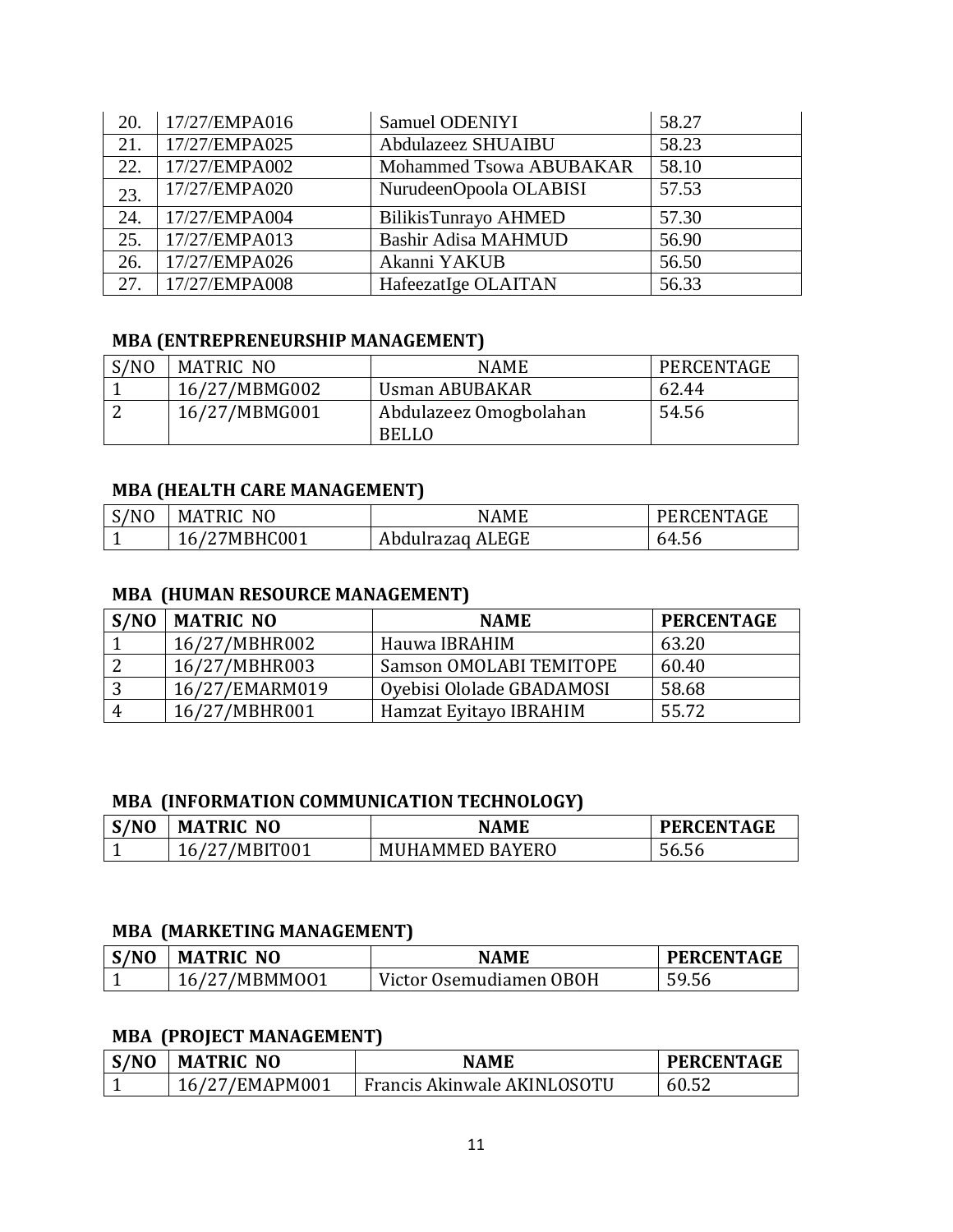| | | | |
|---|---|---|---|
| 20. | 17/27/EMPA016 | Samuel ODENIYI | 58.27 |
| 21. | 17/27/EMPA025 | Abdulazeez SHUAIBU | 58.23 |
| 22. | 17/27/EMPA002 | Mohammed Tsowa ABUBAKAR | 58.10 |
| 23. | 17/27/EMPA020 | NurudeenOpoola OLABISI | 57.53 |
| 24. | 17/27/EMPA004 | BilikisTunrayo AHMED | 57.30 |
| 25. | 17/27/EMPA013 | Bashir Adisa MAHMUD | 56.90 |
| 26. | 17/27/EMPA026 | Akanni YAKUB | 56.50 |
| 27. | 17/27/EMPA008 | HafeezatIge OLAITAN | 56.33 |

**MBA (ENTREPRENEURSHIP MANAGEMENT)**

| S/NO | MATRIC NO | NAME | PERCENTAGE |
|---|---|---|---|
| 1 | 16/27/MBMG002 | Usman ABUBAKAR | 62.44 |
| 2 | 16/27/MBMG001 | Abdulazeez Omogbolahan BELLO | 54.56 |

**MBA (HEALTH CARE MANAGEMENT)**

| S/NO | MATRIC NO | NAME | PERCENTAGE |
|---|---|---|---|
| 1 | 16/27MBHC001 | Abdulrazaq ALEGE | 64.56 |

**MBA (HUMAN RESOURCE MANAGEMENT)**

| S/NO | MATRIC NO | NAME | PERCENTAGE |
|---|---|---|---|
| 1 | 16/27/MBHR002 | Hauwa IBRAHIM | 63.20 |
| 2 | 16/27/MBHR003 | Samson OMOLABI TEMITOPE | 60.40 |
| 3 | 16/27/EMARM019 | Oyebisi Ololade GBADAMOSI | 58.68 |
| 4 | 16/27/MBHR001 | Hamzat Eyitayo IBRAHIM | 55.72 |

**MBA (INFORMATION COMMUNICATION TECHNOLOGY)**

| S/NO | MATRIC NO | NAME | PERCENTAGE |
|---|---|---|---|
| 1 | 16/27/MBIT001 | MUHAMMED BAYERO | 56.56 |

**MBA (MARKETING MANAGEMENT)**

| S/NO | MATRIC NO | NAME | PERCENTAGE |
|---|---|---|---|
| 1 | 16/27/MBMMOO1 | Victor Osemudiamen OBOH | 59.56 |

**MBA (PROJECT MANAGEMENT)**

| S/NO | MATRIC NO | NAME | PERCENTAGE |
|---|---|---|---|
| 1 | 16/27/EMAPM001 | Francis Akinwale AKINLOSOTU | 60.52 |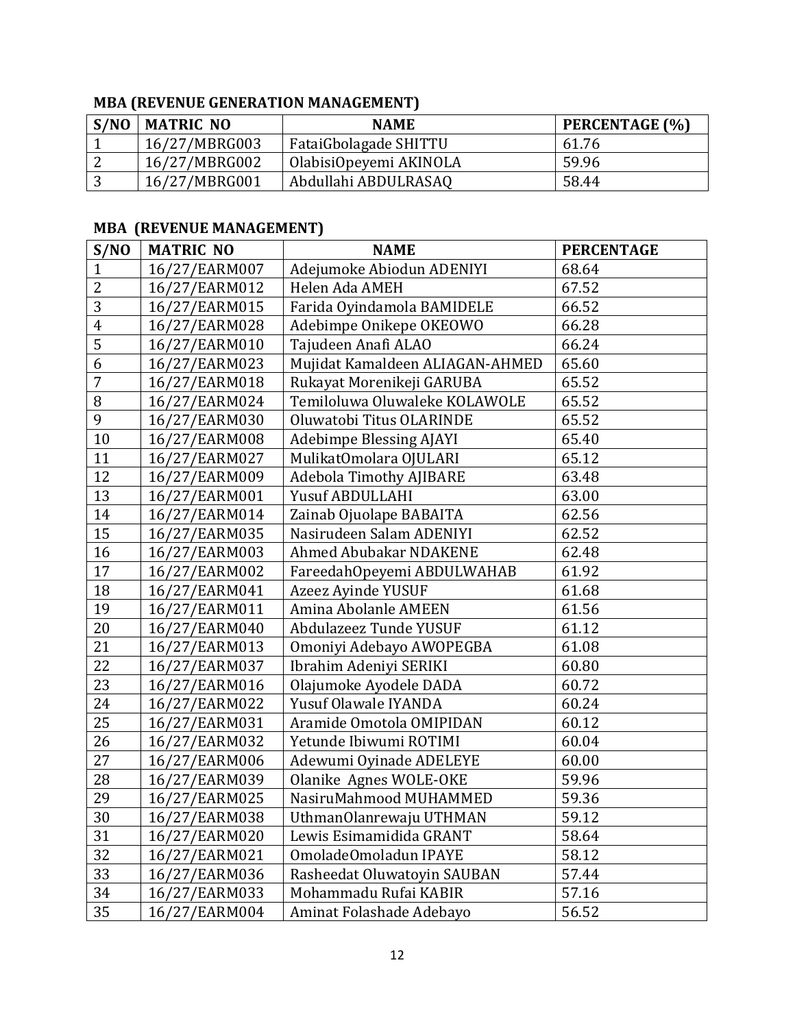**MBA (REVENUE GENERATION MANAGEMENT)**

| S/NO | MATRIC NO | NAME | PERCENTAGE (%) |
|---|---|---|---|
| 1 | 16/27/MBRG003 | FataiGbolagade SHITTU | 61.76 |
| 2 | 16/27/MBRG002 | OlabisiOpeyemi AKINOLA | 59.96 |
| 3 | 16/27/MBRG001 | Abdullahi ABDULRASAQ | 58.44 |

**MBA (REVENUE MANAGEMENT)**

| S/NO | MATRIC NO | NAME | PERCENTAGE |
|---|---|---|---|
| 1 | 16/27/EARM007 | Adejumoke Abiodun ADENIYI | 68.64 |
| 2 | 16/27/EARM012 | Helen Ada AMEH | 67.52 |
| 3 | 16/27/EARM015 | Farida Oyindamola BAMIDELE | 66.52 |
| 4 | 16/27/EARM028 | Adebimpe Onikepe OKEOWO | 66.28 |
| 5 | 16/27/EARM010 | Tajudeen Anafi ALAO | 66.24 |
| 6 | 16/27/EARM023 | Mujidat Kamaldeen ALIAGAN-AHMED | 65.60 |
| 7 | 16/27/EARM018 | Rukayat Morenikeji GARUBA | 65.52 |
| 8 | 16/27/EARM024 | Temiloluwa Oluwaleke KOLAWOLE | 65.52 |
| 9 | 16/27/EARM030 | Oluwatobi Titus OLARINDE | 65.52 |
| 10 | 16/27/EARM008 | Adebimpe Blessing AJAYI | 65.40 |
| 11 | 16/27/EARM027 | MulikatOmolara OJULARI | 65.12 |
| 12 | 16/27/EARM009 | Adebola Timothy AJIBARE | 63.48 |
| 13 | 16/27/EARM001 | Yusuf ABDULLAHI | 63.00 |
| 14 | 16/27/EARM014 | Zainab Ojuolape BABAITA | 62.56 |
| 15 | 16/27/EARM035 | Nasirudeen Salam ADENIYI | 62.52 |
| 16 | 16/27/EARM003 | Ahmed Abubakar NDAKENE | 62.48 |
| 17 | 16/27/EARM002 | FareedahOpeyemi ABDULWAHAB | 61.92 |
| 18 | 16/27/EARM041 | Azeez Ayinde YUSUF | 61.68 |
| 19 | 16/27/EARM011 | Amina Abolanle AMEEN | 61.56 |
| 20 | 16/27/EARM040 | Abdulazeez Tunde YUSUF | 61.12 |
| 21 | 16/27/EARM013 | Omoniyi Adebayo AWOPEGBA | 61.08 |
| 22 | 16/27/EARM037 | Ibrahim Adeniyi SERIKI | 60.80 |
| 23 | 16/27/EARM016 | Olajumoke Ayodele DADA | 60.72 |
| 24 | 16/27/EARM022 | Yusuf Olawale IYANDA | 60.24 |
| 25 | 16/27/EARM031 | Aramide Omotola OMIPIDAN | 60.12 |
| 26 | 16/27/EARM032 | Yetunde Ibiwumi ROTIMI | 60.04 |
| 27 | 16/27/EARM006 | Adewumi Oyinade ADELEYE | 60.00 |
| 28 | 16/27/EARM039 | Olanike Agnes WOLE-OKE | 59.96 |
| 29 | 16/27/EARM025 | NasiruMahmood MUHAMMED | 59.36 |
| 30 | 16/27/EARM038 | UthmanOlanrewaju UTHMAN | 59.12 |
| 31 | 16/27/EARM020 | Lewis Esimamidida GRANT | 58.64 |
| 32 | 16/27/EARM021 | OmoladeOmoladun IPAYE | 58.12 |
| 33 | 16/27/EARM036 | Rasheedat Oluwatoyin SAUBAN | 57.44 |
| 34 | 16/27/EARM033 | Mohammadu Rufai KABIR | 57.16 |
| 35 | 16/27/EARM004 | Aminat Folashade Adebayo | 56.52 |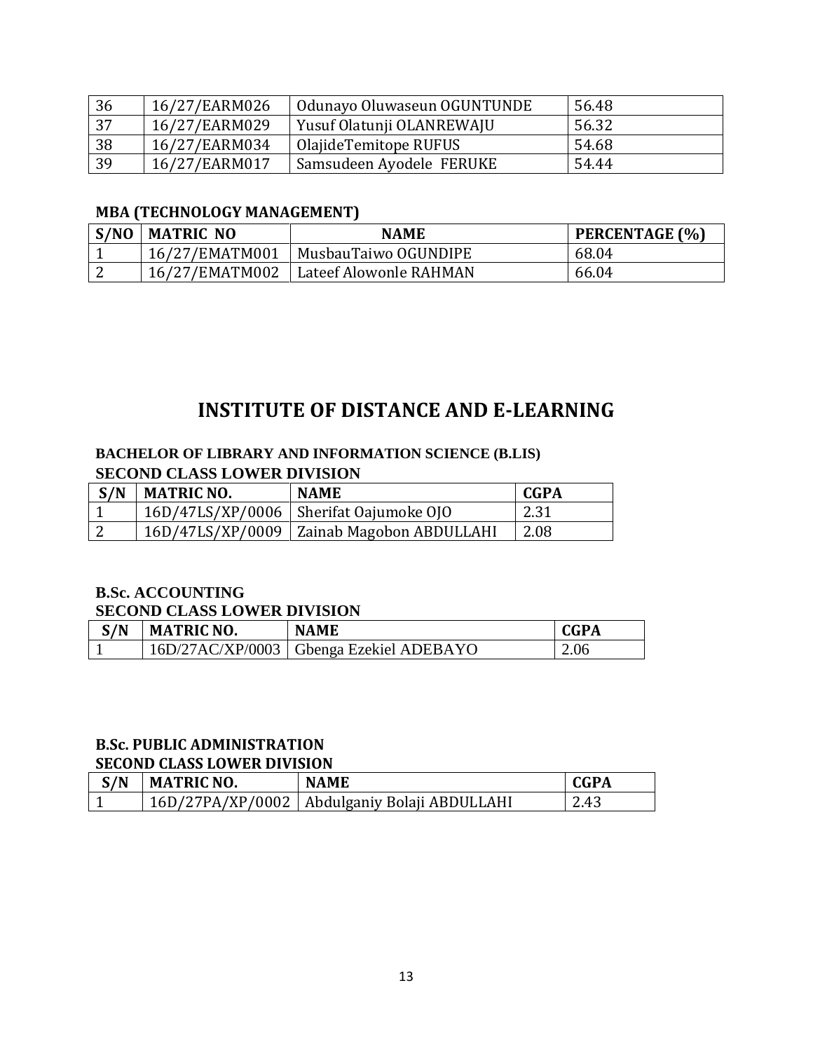| | | | |
|---|---|---|---|
| 36 | 16/27/EARM026 | Odunayo Oluwaseun OGUNTUNDE | 56.48 |
| 37 | 16/27/EARM029 | Yusuf Olatunji OLANREWAJU | 56.32 |
| 38 | 16/27/EARM034 | OlajideTemitope RUFUS | 54.68 |
| 39 | 16/27/EARM017 | Samsudeen Ayodele FERUKE | 54.44 |

**MBA (TECHNOLOGY MANAGEMENT)**

| S/NO | MATRIC NO | NAME | PERCENTAGE (%) |
|---|---|---|---|
| 1 | 16/27/EMATM001 | MusbauTaiwo OGUNDIPE | 68.04 |
| 2 | 16/27/EMATM002 | Lateef Alowonle RAHMAN | 66.04 |

# INSTITUTE OF DISTANCE AND E-LEARNING

**BACHELOR OF LIBRARY AND INFORMATION SCIENCE (B.LIS)**
**SECOND CLASS LOWER DIVISION**

| S/N | MATRIC NO. | NAME | CGPA |
|---|---|---|---|
| 1 | 16D/47LS/XP/0006 | Sherifat Oajumoke OJO | 2.31 |
| 2 | 16D/47LS/XP/0009 | Zainab Magobon ABDULLAHI | 2.08 |

**B.Sc. ACCOUNTING**
**SECOND CLASS LOWER DIVISION**

| S/N | MATRIC NO. | NAME | CGPA |
|---|---|---|---|
| 1 | 16D/27AC/XP/0003 | Gbenga Ezekiel ADEBAYO | 2.06 |

**B.Sc. PUBLIC ADMINISTRATION**
**SECOND CLASS LOWER DIVISION**

| S/N | MATRIC NO. | NAME | CGPA |
|---|---|---|---|
| 1 | 16D/27PA/XP/0002 | Abdulganiy Bolaji ABDULLAHI | 2.43 |